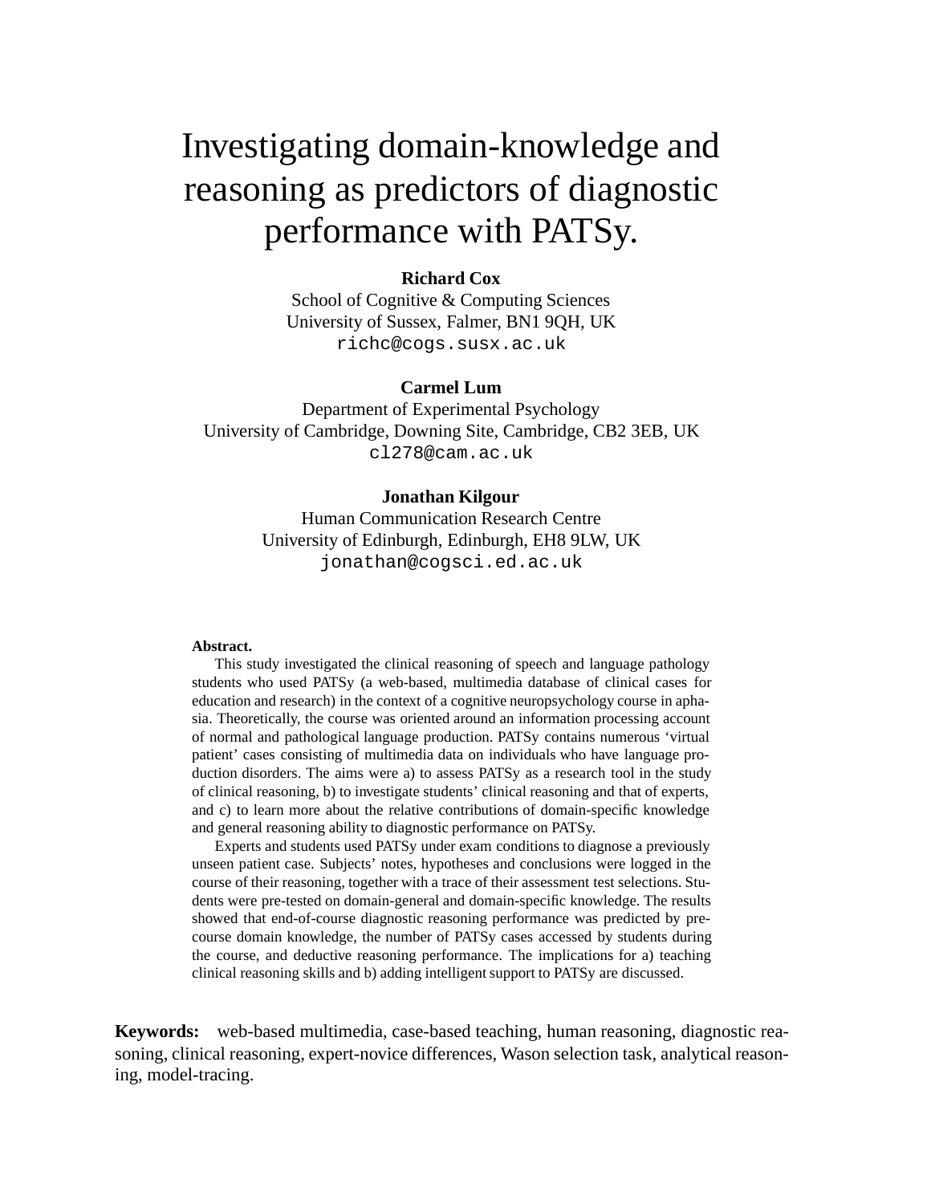# Investigating domain-knowledge and reasoning as predictors of diagnostic performance with PATSy.

**Richard Cox**
School of Cognitive & Computing Sciences
University of Sussex, Falmer, BN1 9QH, UK
`richc@cogs.susx.ac.uk`

**Carmel Lum**
Department of Experimental Psychology
University of Cambridge, Downing Site, Cambridge, CB2 3EB, UK
`cl278@cam.ac.uk`

**Jonathan Kilgour**
Human Communication Research Centre
University of Edinburgh, Edinburgh, EH8 9LW, UK
`jonathan@cogsci.ed.ac.uk`

**Abstract.**

This study investigated the clinical reasoning of speech and language pathology students who used PATSy (a web-based, multimedia database of clinical cases for education and research) in the context of a cognitive neuropsychology course in aphasia. Theoretically, the course was oriented around an information processing account of normal and pathological language production. PATSy contains numerous 'virtual patient' cases consisting of multimedia data on individuals who have language production disorders. The aims were a) to assess PATSy as a research tool in the study of clinical reasoning, b) to investigate students' clinical reasoning and that of experts, and c) to learn more about the relative contributions of domain-specific knowledge and general reasoning ability to diagnostic performance on PATSy.

Experts and students used PATSy under exam conditions to diagnose a previously unseen patient case. Subjects' notes, hypotheses and conclusions were logged in the course of their reasoning, together with a trace of their assessment test selections. Students were pre-tested on domain-general and domain-specific knowledge. The results showed that end-of-course diagnostic reasoning performance was predicted by pre-course domain knowledge, the number of PATSy cases accessed by students during the course, and deductive reasoning performance. The implications for a) teaching clinical reasoning skills and b) adding intelligent support to PATSy are discussed.

**Keywords:** web-based multimedia, case-based teaching, human reasoning, diagnostic reasoning, clinical reasoning, expert-novice differences, Wason selection task, analytical reasoning, model-tracing.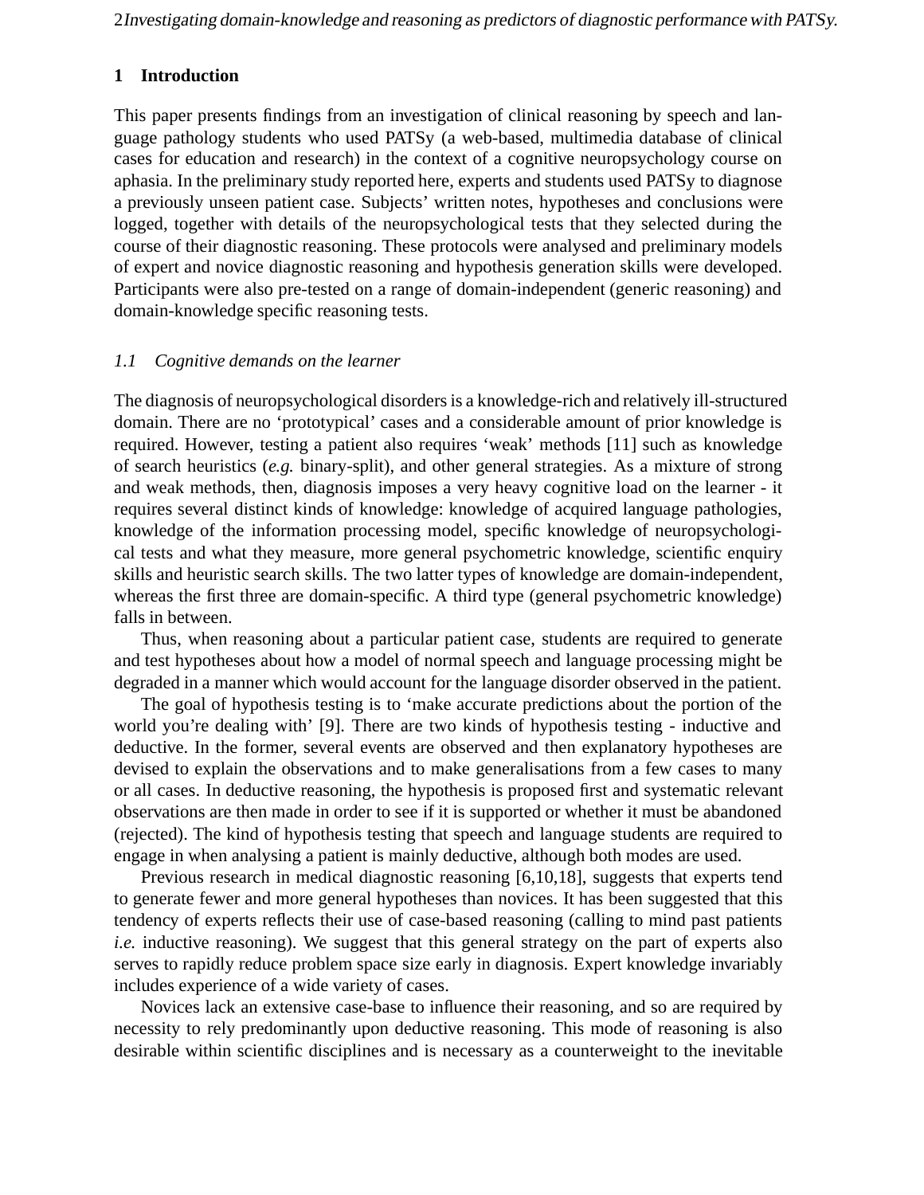## 1 Introduction

This paper presents findings from an investigation of clinical reasoning by speech and language pathology students who used PATSy (a web-based, multimedia database of clinical cases for education and research) in the context of a cognitive neuropsychology course on aphasia. In the preliminary study reported here, experts and students used PATSy to diagnose a previously unseen patient case. Subjects' written notes, hypotheses and conclusions were logged, together with details of the neuropsychological tests that they selected during the course of their diagnostic reasoning. These protocols were analysed and preliminary models of expert and novice diagnostic reasoning and hypothesis generation skills were developed. Participants were also pre-tested on a range of domain-independent (generic reasoning) and domain-knowledge specific reasoning tests.

### *1.1 Cognitive demands on the learner*

The diagnosis of neuropsychological disorders is a knowledge-rich and relatively ill-structured domain. There are no 'prototypical' cases and a considerable amount of prior knowledge is required. However, testing a patient also requires 'weak' methods [11] such as knowledge of search heuristics (*e.g.* binary-split), and other general strategies. As a mixture of strong and weak methods, then, diagnosis imposes a very heavy cognitive load on the learner - it requires several distinct kinds of knowledge: knowledge of acquired language pathologies, knowledge of the information processing model, specific knowledge of neuropsychological tests and what they measure, more general psychometric knowledge, scientific enquiry skills and heuristic search skills. The two latter types of knowledge are domain-independent, whereas the first three are domain-specific. A third type (general psychometric knowledge) falls in between.

Thus, when reasoning about a particular patient case, students are required to generate and test hypotheses about how a model of normal speech and language processing might be degraded in a manner which would account for the language disorder observed in the patient.

The goal of hypothesis testing is to 'make accurate predictions about the portion of the world you're dealing with' [9]. There are two kinds of hypothesis testing - inductive and deductive. In the former, several events are observed and then explanatory hypotheses are devised to explain the observations and to make generalisations from a few cases to many or all cases. In deductive reasoning, the hypothesis is proposed first and systematic relevant observations are then made in order to see if it is supported or whether it must be abandoned (rejected). The kind of hypothesis testing that speech and language students are required to engage in when analysing a patient is mainly deductive, although both modes are used.

Previous research in medical diagnostic reasoning [6,10,18], suggests that experts tend to generate fewer and more general hypotheses than novices. It has been suggested that this tendency of experts reflects their use of case-based reasoning (calling to mind past patients *i.e.* inductive reasoning). We suggest that this general strategy on the part of experts also serves to rapidly reduce problem space size early in diagnosis. Expert knowledge invariably includes experience of a wide variety of cases.

Novices lack an extensive case-base to influence their reasoning, and so are required by necessity to rely predominantly upon deductive reasoning. This mode of reasoning is also desirable within scientific disciplines and is necessary as a counterweight to the inevitable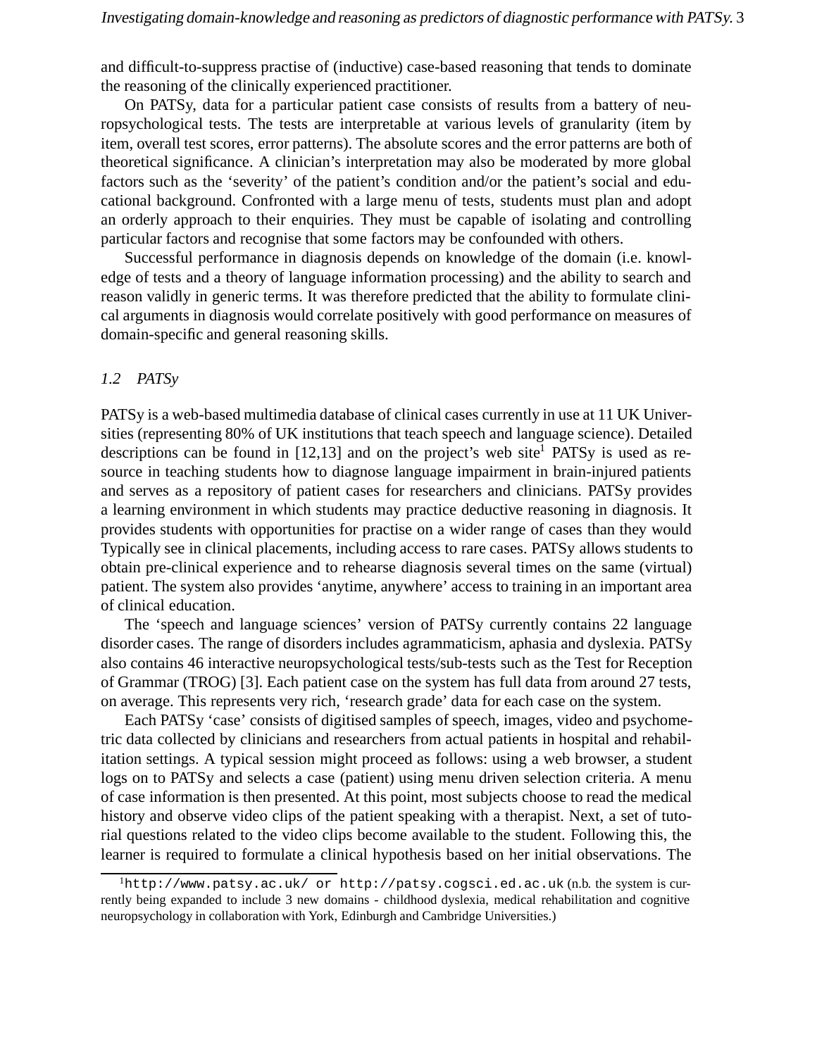and difficult-to-suppress practise of (inductive) case-based reasoning that tends to dominate the reasoning of the clinically experienced practitioner.

On PATSy, data for a particular patient case consists of results from a battery of neuropsychological tests. The tests are interpretable at various levels of granularity (item by item, overall test scores, error patterns). The absolute scores and the error patterns are both of theoretical significance. A clinician's interpretation may also be moderated by more global factors such as the 'severity' of the patient's condition and/or the patient's social and educational background. Confronted with a large menu of tests, students must plan and adopt an orderly approach to their enquiries. They must be capable of isolating and controlling particular factors and recognise that some factors may be confounded with others.

Successful performance in diagnosis depends on knowledge of the domain (i.e. knowledge of tests and a theory of language information processing) and the ability to search and reason validly in generic terms. It was therefore predicted that the ability to formulate clinical arguments in diagnosis would correlate positively with good performance on measures of domain-specific and general reasoning skills.

### *1.2 PATSy*

PATSy is a web-based multimedia database of clinical cases currently in use at 11 UK Universities (representing 80% of UK institutions that teach speech and language science). Detailed descriptions can be found in [12,13] and on the project's web site[1] PATSy is used as resource in teaching students how to diagnose language impairment in brain-injured patients and serves as a repository of patient cases for researchers and clinicians. PATSy provides a learning environment in which students may practice deductive reasoning in diagnosis. It provides students with opportunities for practise on a wider range of cases than they would Typically see in clinical placements, including access to rare cases. PATSy allows students to obtain pre-clinical experience and to rehearse diagnosis several times on the same (virtual) patient. The system also provides 'anytime, anywhere' access to training in an important area of clinical education.

The 'speech and language sciences' version of PATSy currently contains 22 language disorder cases. The range of disorders includes agrammaticism, aphasia and dyslexia. PATSy also contains 46 interactive neuropsychological tests/sub-tests such as the Test for Reception of Grammar (TROG) [3]. Each patient case on the system has full data from around 27 tests, on average. This represents very rich, 'research grade' data for each case on the system.

Each PATSy 'case' consists of digitised samples of speech, images, video and psychometric data collected by clinicians and researchers from actual patients in hospital and rehabilitation settings. A typical session might proceed as follows: using a web browser, a student logs on to PATSy and selects a case (patient) using menu driven selection criteria. A menu of case information is then presented. At this point, most subjects choose to read the medical history and observe video clips of the patient speaking with a therapist. Next, a set of tutorial questions related to the video clips become available to the student. Following this, the learner is required to formulate a clinical hypothesis based on her initial observations. The

[1] `http://www.patsy.ac.uk/ or http://patsy.cogsci.ed.ac.uk` (n.b. the system is currently being expanded to include 3 new domains - childhood dyslexia, medical rehabilitation and cognitive neuropsychology in collaboration with York, Edinburgh and Cambridge Universities.)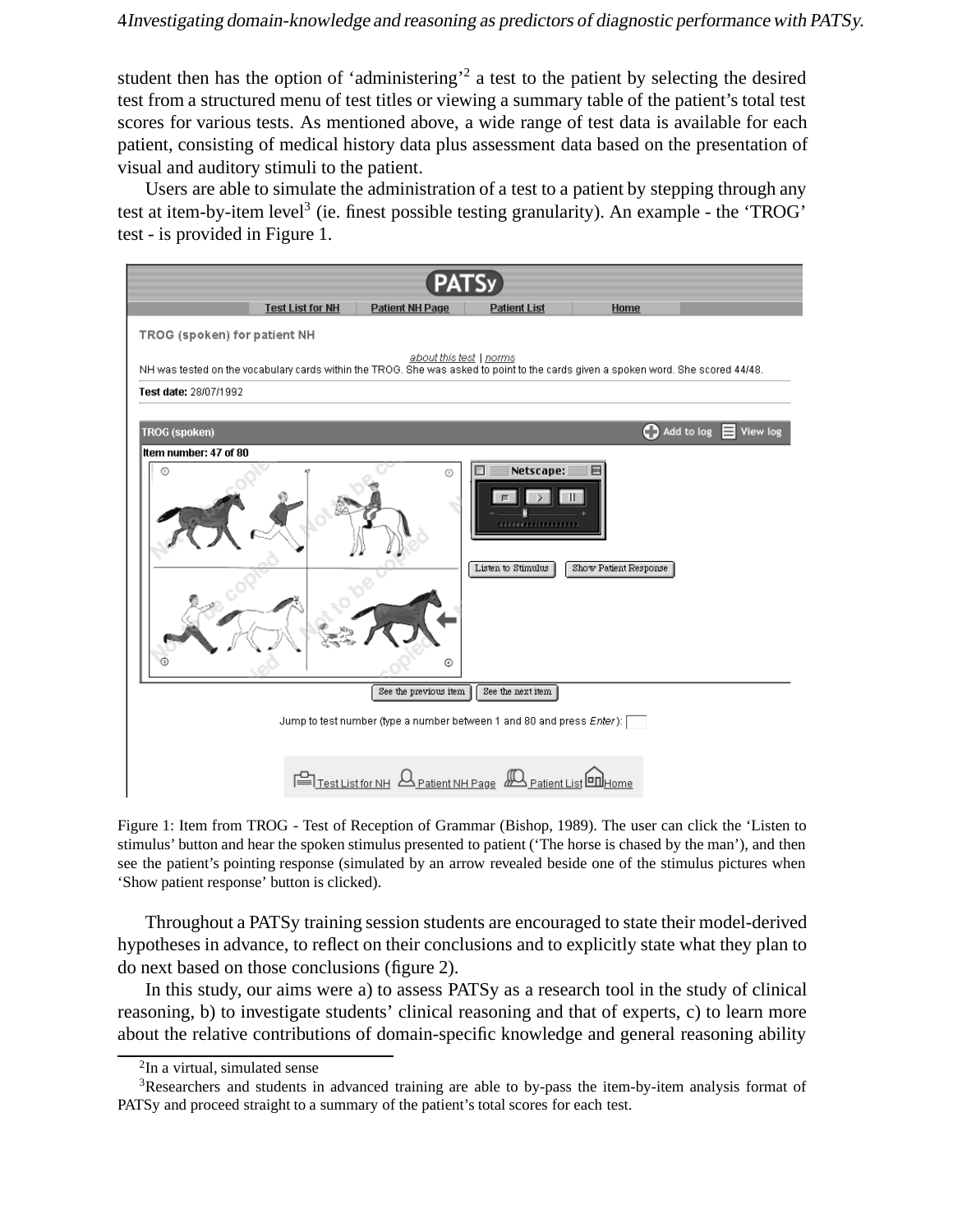student then has the option of 'administering'[2] a test to the patient by selecting the desired test from a structured menu of test titles or viewing a summary table of the patient's total test scores for various tests. As mentioned above, a wide range of test data is available for each patient, consisting of medical history data plus assessment data based on the presentation of visual and auditory stimuli to the patient.

Users are able to simulate the administration of a test to a patient by stepping through any test at item-by-item level[3] (ie. finest possible testing granularity). An example - the 'TROG' test - is provided in Figure 1.

Figure 1: Item from TROG - Test of Reception of Grammar (Bishop, 1989). The user can click the 'Listen to stimulus' button and hear the spoken stimulus presented to patient ('The horse is chased by the man'), and then see the patient's pointing response (simulated by an arrow revealed beside one of the stimulus pictures when 'Show patient response' button is clicked).

Throughout a PATSy training session students are encouraged to state their model-derived hypotheses in advance, to reflect on their conclusions and to explicitly state what they plan to do next based on those conclusions (figure 2).

In this study, our aims were a) to assess PATSy as a research tool in the study of clinical reasoning, b) to investigate students' clinical reasoning and that of experts, c) to learn more about the relative contributions of domain-specific knowledge and general reasoning ability

[2] In a virtual, simulated sense

[3] Researchers and students in advanced training are able to by-pass the item-by-item analysis format of PATSy and proceed straight to a summary of the patient's total scores for each test.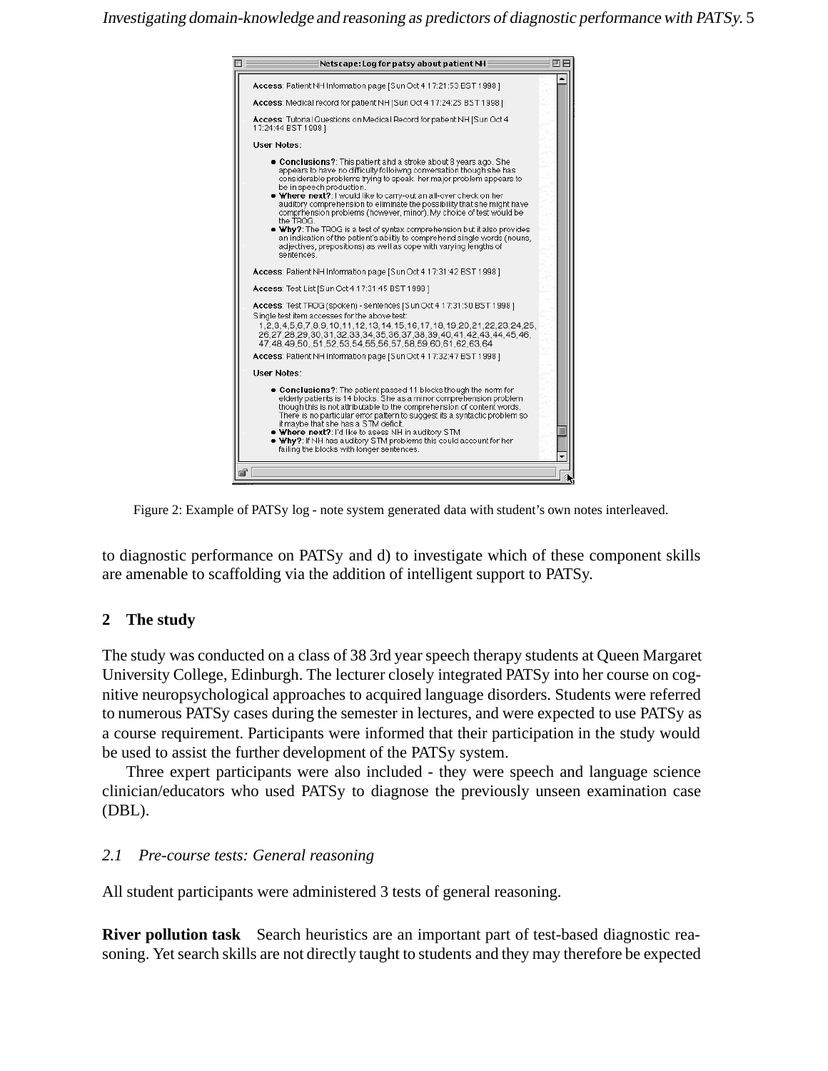Netscape: Log for patsy about patient NH

**Access**: Patient NH Information page [Sun Oct 4 17:21:53 BST 1998]

**Access**: Medical record for patient NH [Sun Oct 4 17:24:25 BST 1998]

**Access**: Tutorial Questions on Medical Record for patient NH [Sun Oct 4 17:24:44 BST 1998]

**User Notes**:

- **Conclusions?**: This patient ahd a stroke about 8 years ago. She appears to have no difficulty followng conversation though she has considerable problems trying to speak. her major problem appears to be in speech production.
- **Where next?**: I would like to carry-out an all-over check on her auditory comprehension to eliminate the possibility that she might have comprhension problems (however, minor). My choice of test would be the TROG.
- **Why?**: The TROG is a test of syntax comprehension but it also provides an indication of the patient's abiltiy to comprehend single words (nouns, adjectives, prepositions) as well as cope with varying lengths of sentences.

**Access**: Patient NH Information page [Sun Oct 4 17:31:42 BST 1998]

**Access**: Test List [Sun Oct 4 17:31:45 BST 1998]

**Access**: Test TROG (spoken) - sentences [Sun Oct 4 17:31:50 BST 1998]
Single test item accesses for the above test:
1,2,3,4,5,6,7,8,9,10,11,12,13,14,15,16,17,18,19,20,21,22,23,24,25,26,27,28,29,30,31,32,33,34,35,36,37,38,39,40,41,42,43,44,45,46,47,48,49,50,,51,52,53,54,55,56,57,58,59,60,61,62,63,64

**Access**: Patient NH Information page [Sun Oct 4 17:32:47 BST 1998]

**User Notes**:

- **Conclusions?**: The patient passed 11 blocks though the norm for elderly patients is 14 blocks. She as a minor comprehension problem though this is not attributable to the comprehension of content words. There is no particular error pattern to suggest its a syntactic problem so it maybe that she has a STM deficit.
- **Where next?**: I'd like to asess NH in auditory STM
- **Why?**: If NH has auditory STM problems this could account for her failing the blocks with longer sentences.

Figure 2: Example of PATSy log - note system generated data with student's own notes interleaved.

to diagnostic performance on PATSy and d) to investigate which of these component skills are amenable to scaffolding via the addition of intelligent support to PATSy.

## 2 The study

The study was conducted on a class of 38 3rd year speech therapy students at Queen Margaret University College, Edinburgh. The lecturer closely integrated PATSy into her course on cognitive neuropsychological approaches to acquired language disorders. Students were referred to numerous PATSy cases during the semester in lectures, and were expected to use PATSy as a course requirement. Participants were informed that their participation in the study would be used to assist the further development of the PATSy system.

Three expert participants were also included - they were speech and language science clinician/educators who used PATSy to diagnose the previously unseen examination case (DBL).

### *2.1 Pre-course tests: General reasoning*

All student participants were administered 3 tests of general reasoning.

**River pollution task** Search heuristics are an important part of test-based diagnostic reasoning. Yet search skills are not directly taught to students and they may therefore be expected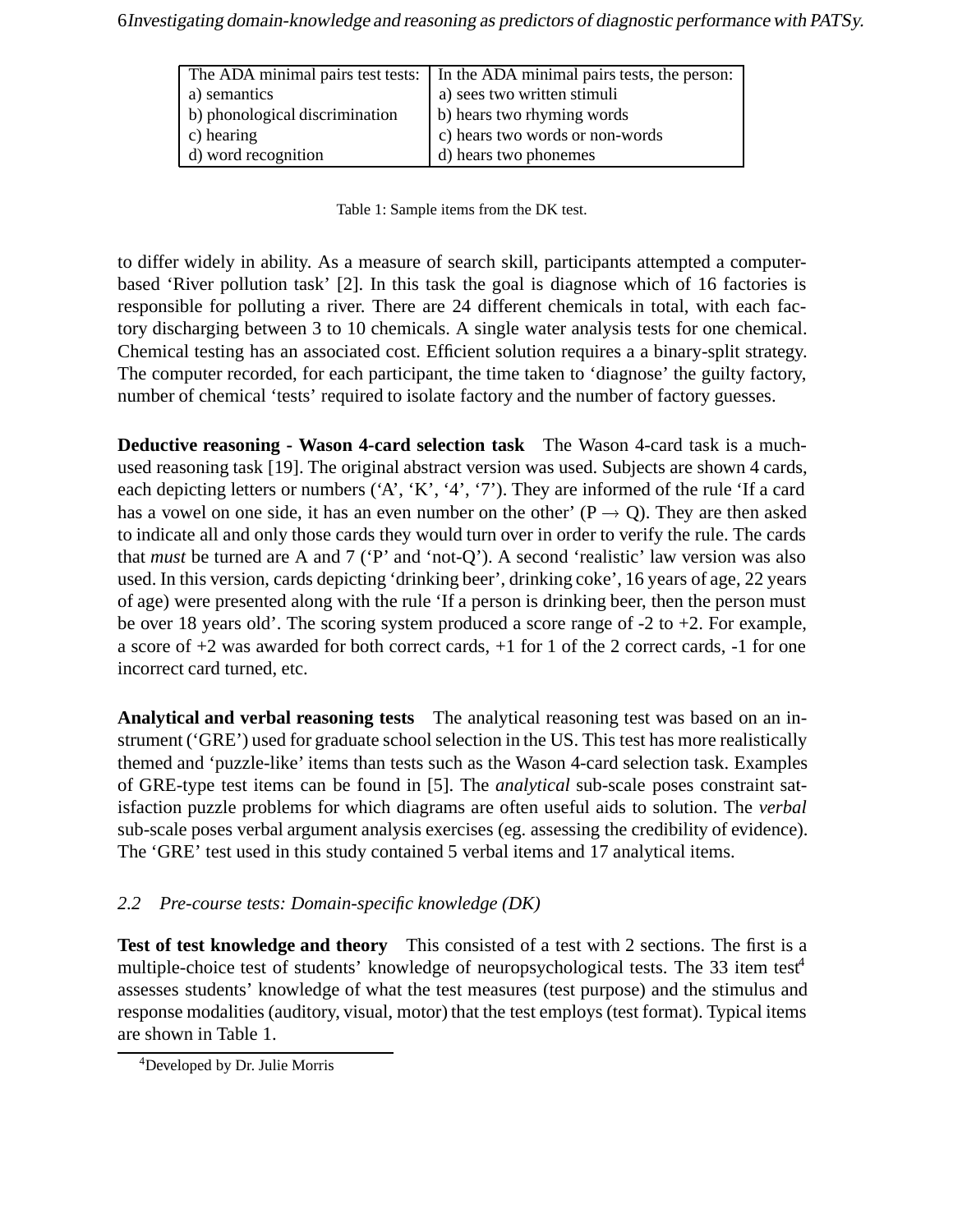| The ADA minimal pairs test tests: | In the ADA minimal pairs tests, the person: |
|---|---|
| a) semantics | a) sees two written stimuli |
| b) phonological discrimination | b) hears two rhyming words |
| c) hearing | c) hears two words or non-words |
| d) word recognition | d) hears two phonemes |

Table 1: Sample items from the DK test.

to differ widely in ability. As a measure of search skill, participants attempted a computer-based 'River pollution task' [2]. In this task the goal is diagnose which of 16 factories is responsible for polluting a river. There are 24 different chemicals in total, with each factory discharging between 3 to 10 chemicals. A single water analysis tests for one chemical. Chemical testing has an associated cost. Efficient solution requires a a binary-split strategy. The computer recorded, for each participant, the time taken to 'diagnose' the guilty factory, number of chemical 'tests' required to isolate factory and the number of factory guesses.

**Deductive reasoning - Wason 4-card selection task** The Wason 4-card task is a much-used reasoning task [19]. The original abstract version was used. Subjects are shown 4 cards, each depicting letters or numbers ('A', 'K', '4', '7'). They are informed of the rule 'If a card has a vowel on one side, it has an even number on the other' ($P \rightarrow Q$). They are then asked to indicate all and only those cards they would turn over in order to verify the rule. The cards that *must* be turned are A and 7 ('P' and 'not-Q'). A second 'realistic' law version was also used. In this version, cards depicting 'drinking beer', drinking coke', 16 years of age, 22 years of age) were presented along with the rule 'If a person is drinking beer, then the person must be over 18 years old'. The scoring system produced a score range of -2 to +2. For example, a score of +2 was awarded for both correct cards, +1 for 1 of the 2 correct cards, -1 for one incorrect card turned, etc.

**Analytical and verbal reasoning tests** The analytical reasoning test was based on an instrument ('GRE') used for graduate school selection in the US. This test has more realistically themed and 'puzzle-like' items than tests such as the Wason 4-card selection task. Examples of GRE-type test items can be found in [5]. The *analytical* sub-scale poses constraint satisfaction puzzle problems for which diagrams are often useful aids to solution. The *verbal* sub-scale poses verbal argument analysis exercises (eg. assessing the credibility of evidence). The 'GRE' test used in this study contained 5 verbal items and 17 analytical items.

### *2.2 Pre-course tests: Domain-specific knowledge (DK)*

**Test of test knowledge and theory** This consisted of a test with 2 sections. The first is a multiple-choice test of students' knowledge of neuropsychological tests. The 33 item test[4] assesses students' knowledge of what the test measures (test purpose) and the stimulus and response modalities (auditory, visual, motor) that the test employs (test format). Typical items are shown in Table 1.

[4] Developed by Dr. Julie Morris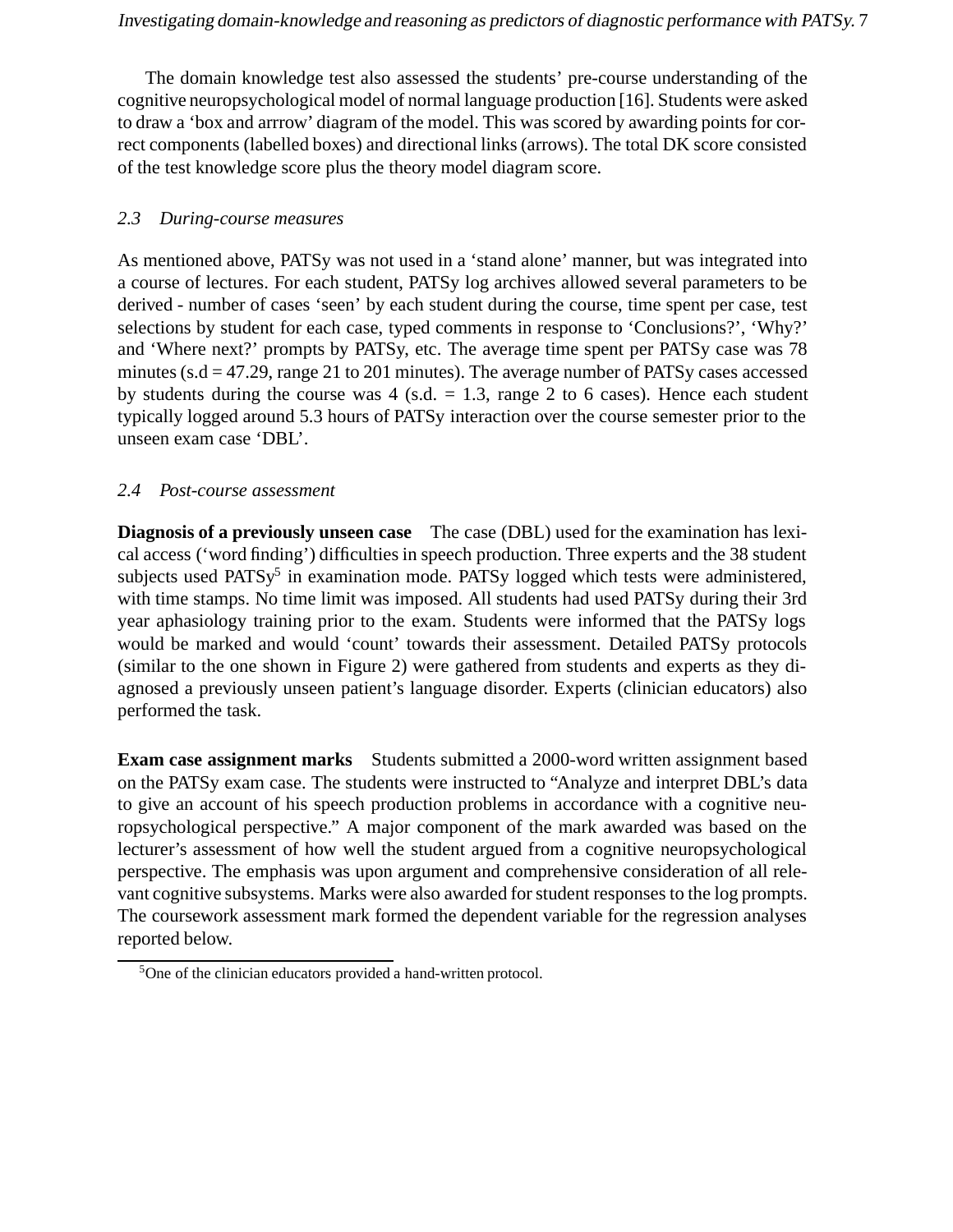The domain knowledge test also assessed the students' pre-course understanding of the cognitive neuropsychological model of normal language production [16]. Students were asked to draw a 'box and arrrow' diagram of the model. This was scored by awarding points for correct components (labelled boxes) and directional links (arrows). The total DK score consisted of the test knowledge score plus the theory model diagram score.

### *2.3 During-course measures*

As mentioned above, PATSy was not used in a 'stand alone' manner, but was integrated into a course of lectures. For each student, PATSy log archives allowed several parameters to be derived - number of cases 'seen' by each student during the course, time spent per case, test selections by student for each case, typed comments in response to 'Conclusions?', 'Why?' and 'Where next?' prompts by PATSy, etc. The average time spent per PATSy case was 78 minutes (s.d = 47.29, range 21 to 201 minutes). The average number of PATSy cases accessed by students during the course was 4 (s.d. = 1.3, range 2 to 6 cases). Hence each student typically logged around 5.3 hours of PATSy interaction over the course semester prior to the unseen exam case 'DBL'.

### *2.4 Post-course assessment*

**Diagnosis of a previously unseen case** The case (DBL) used for the examination has lexical access ('word finding') difficulties in speech production. Three experts and the 38 student subjects used PATSy[5] in examination mode. PATSy logged which tests were administered, with time stamps. No time limit was imposed. All students had used PATSy during their 3rd year aphasiology training prior to the exam. Students were informed that the PATSy logs would be marked and would 'count' towards their assessment. Detailed PATSy protocols (similar to the one shown in Figure 2) were gathered from students and experts as they diagnosed a previously unseen patient's language disorder. Experts (clinician educators) also performed the task.

**Exam case assignment marks** Students submitted a 2000-word written assignment based on the PATSy exam case. The students were instructed to "Analyze and interpret DBL's data to give an account of his speech production problems in accordance with a cognitive neuropsychological perspective." A major component of the mark awarded was based on the lecturer's assessment of how well the student argued from a cognitive neuropsychological perspective. The emphasis was upon argument and comprehensive consideration of all relevant cognitive subsystems. Marks were also awarded for student responses to the log prompts. The coursework assessment mark formed the dependent variable for the regression analyses reported below.

[5] One of the clinician educators provided a hand-written protocol.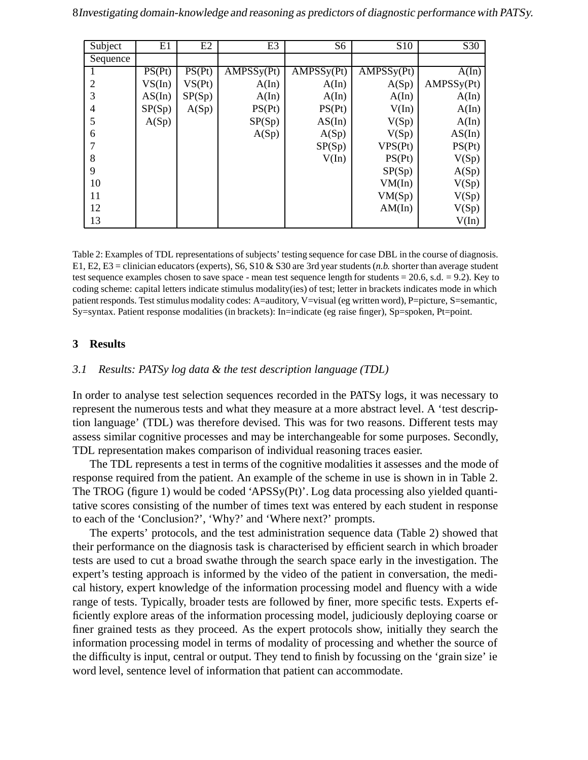| Subject | E1 | E2 | E3 | S6 | S10 | S30 |
|---|---|---|---|---|---|---|
| Sequence | | | | | | |
| 1 | PS(Pt) | PS(Pt) | AMPSSy(Pt) | AMPSSy(Pt) | AMPSSy(Pt) | A(In) |
| 2 | VS(In) | VS(Pt) | A(In) | A(In) | A(Sp) | AMPSSy(Pt) |
| 3 | AS(In) | SP(Sp) | A(In) | A(In) | A(In) | A(In) |
| 4 | SP(Sp) | A(Sp) | PS(Pt) | PS(Pt) | V(In) | A(In) |
| 5 | A(Sp) | | SP(Sp) | AS(In) | V(Sp) | A(In) |
| 6 | | | A(Sp) | A(Sp) | V(Sp) | AS(In) |
| 7 | | | | SP(Sp) | VPS(Pt) | PS(Pt) |
| 8 | | | | V(In) | PS(Pt) | V(Sp) |
| 9 | | | | | SP(Sp) | A(Sp) |
| 10 | | | | | VM(In) | V(Sp) |
| 11 | | | | | VM(Sp) | V(Sp) |
| 12 | | | | | AM(In) | V(Sp) |
| 13 | | | | | | V(In) |

Table 2: Examples of TDL representations of subjects' testing sequence for case DBL in the course of diagnosis. E1, E2, E3 = clinician educators (experts), S6, S10 & S30 are 3rd year students (*n.b.* shorter than average student test sequence examples chosen to save space - mean test sequence length for students = 20.6, s.d. = 9.2). Key to coding scheme: capital letters indicate stimulus modality(ies) of test; letter in brackets indicates mode in which patient responds. Test stimulus modality codes: A=auditory, V=visual (eg written word), P=picture, S=semantic, Sy=syntax. Patient response modalities (in brackets): In=indicate (eg raise finger), Sp=spoken, Pt=point.

## 3 Results

### *3.1 Results: PATSy log data & the test description language (TDL)*

In order to analyse test selection sequences recorded in the PATSy logs, it was necessary to represent the numerous tests and what they measure at a more abstract level. A 'test description language' (TDL) was therefore devised. This was for two reasons. Different tests may assess similar cognitive processes and may be interchangeable for some purposes. Secondly, TDL representation makes comparison of individual reasoning traces easier.

The TDL represents a test in terms of the cognitive modalities it assesses and the mode of response required from the patient. An example of the scheme in use is shown in in Table 2. The TROG (figure 1) would be coded 'APSSy(Pt)'. Log data processing also yielded quantitative scores consisting of the number of times text was entered by each student in response to each of the 'Conclusion?', 'Why?' and 'Where next?' prompts.

The experts' protocols, and the test administration sequence data (Table 2) showed that their performance on the diagnosis task is characterised by efficient search in which broader tests are used to cut a broad swathe through the search space early in the investigation. The expert's testing approach is informed by the video of the patient in conversation, the medical history, expert knowledge of the information processing model and fluency with a wide range of tests. Typically, broader tests are followed by finer, more specific tests. Experts efficiently explore areas of the information processing model, judiciously deploying coarse or finer grained tests as they proceed. As the expert protocols show, initially they search the information processing model in terms of modality of processing and whether the source of the difficulty is input, central or output. They tend to finish by focussing on the 'grain size' ie word level, sentence level of information that patient can accommodate.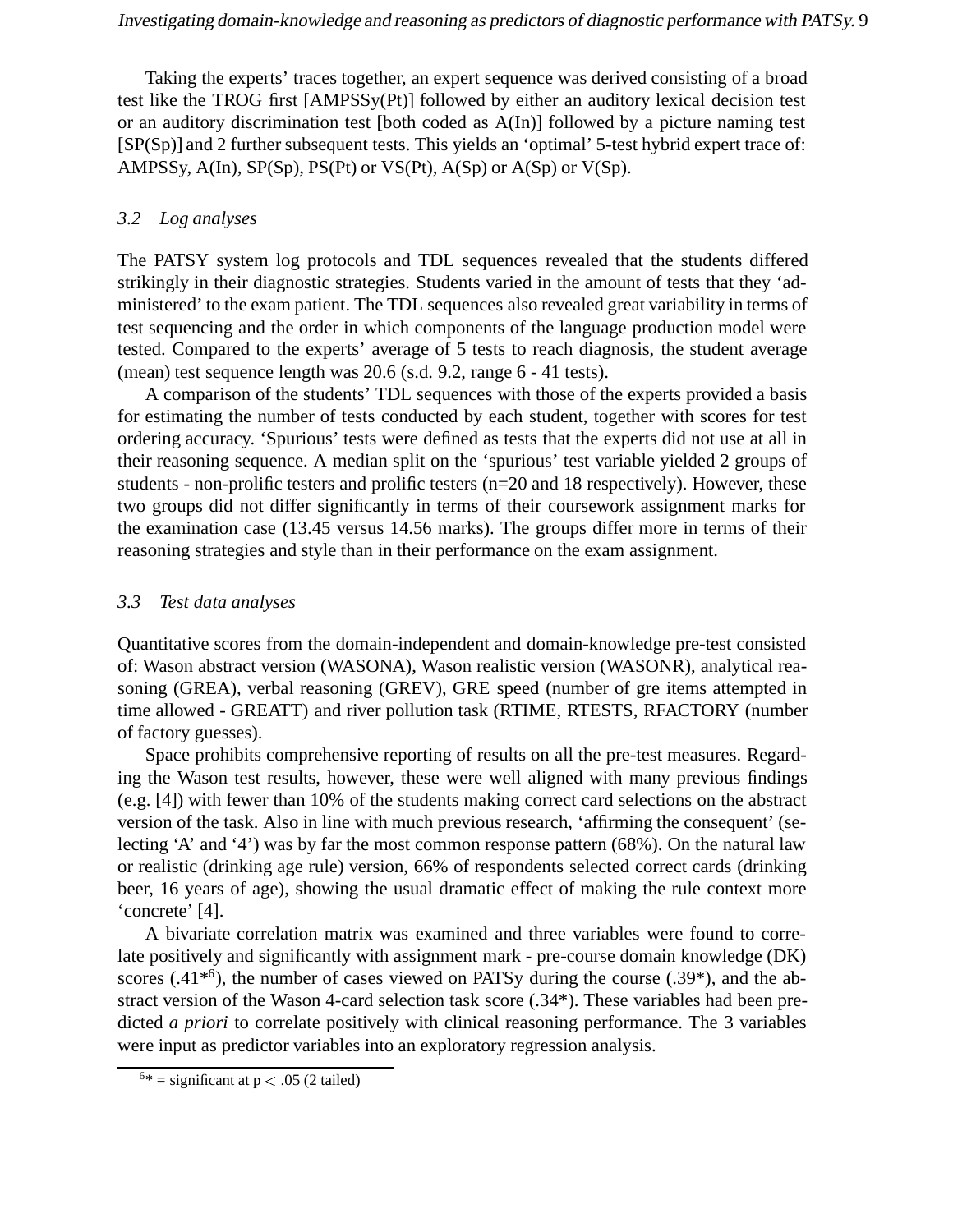Taking the experts' traces together, an expert sequence was derived consisting of a broad test like the TROG first [AMPSSy(Pt)] followed by either an auditory lexical decision test or an auditory discrimination test [both coded as A(In)] followed by a picture naming test [SP(Sp)] and 2 further subsequent tests. This yields an 'optimal' 5-test hybrid expert trace of: AMPSSy, A(In), SP(Sp), PS(Pt) or VS(Pt), A(Sp) or A(Sp) or V(Sp).

### *3.2 Log analyses*

The PATSY system log protocols and TDL sequences revealed that the students differed strikingly in their diagnostic strategies. Students varied in the amount of tests that they 'administered' to the exam patient. The TDL sequences also revealed great variability in terms of test sequencing and the order in which components of the language production model were tested. Compared to the experts' average of 5 tests to reach diagnosis, the student average (mean) test sequence length was 20.6 (s.d. 9.2, range 6 - 41 tests).

A comparison of the students' TDL sequences with those of the experts provided a basis for estimating the number of tests conducted by each student, together with scores for test ordering accuracy. 'Spurious' tests were defined as tests that the experts did not use at all in their reasoning sequence. A median split on the 'spurious' test variable yielded 2 groups of students - non-prolific testers and prolific testers (n=20 and 18 respectively). However, these two groups did not differ significantly in terms of their coursework assignment marks for the examination case (13.45 versus 14.56 marks). The groups differ more in terms of their reasoning strategies and style than in their performance on the exam assignment.

### *3.3 Test data analyses*

Quantitative scores from the domain-independent and domain-knowledge pre-test consisted of: Wason abstract version (WASONA), Wason realistic version (WASONR), analytical reasoning (GREA), verbal reasoning (GREV), GRE speed (number of gre items attempted in time allowed - GREATT) and river pollution task (RTIME, RTESTS, RFACTORY (number of factory guesses).

Space prohibits comprehensive reporting of results on all the pre-test measures. Regarding the Wason test results, however, these were well aligned with many previous findings (e.g. [4]) with fewer than 10% of the students making correct card selections on the abstract version of the task. Also in line with much previous research, 'affirming the consequent' (selecting 'A' and '4') was by far the most common response pattern (68%). On the natural law or realistic (drinking age rule) version, 66% of respondents selected correct cards (drinking beer, 16 years of age), showing the usual dramatic effect of making the rule context more 'concrete' [4].

A bivariate correlation matrix was examined and three variables were found to correlate positively and significantly with assignment mark - pre-course domain knowledge (DK) scores (.41*[6]), the number of cases viewed on PATSy during the course (.39*), and the abstract version of the Wason 4-card selection task score (.34*). These variables had been predicted *a priori* to correlate positively with clinical reasoning performance. The 3 variables were input as predictor variables into an exploratory regression analysis.

[6]* = significant at $p < .05$ (2 tailed)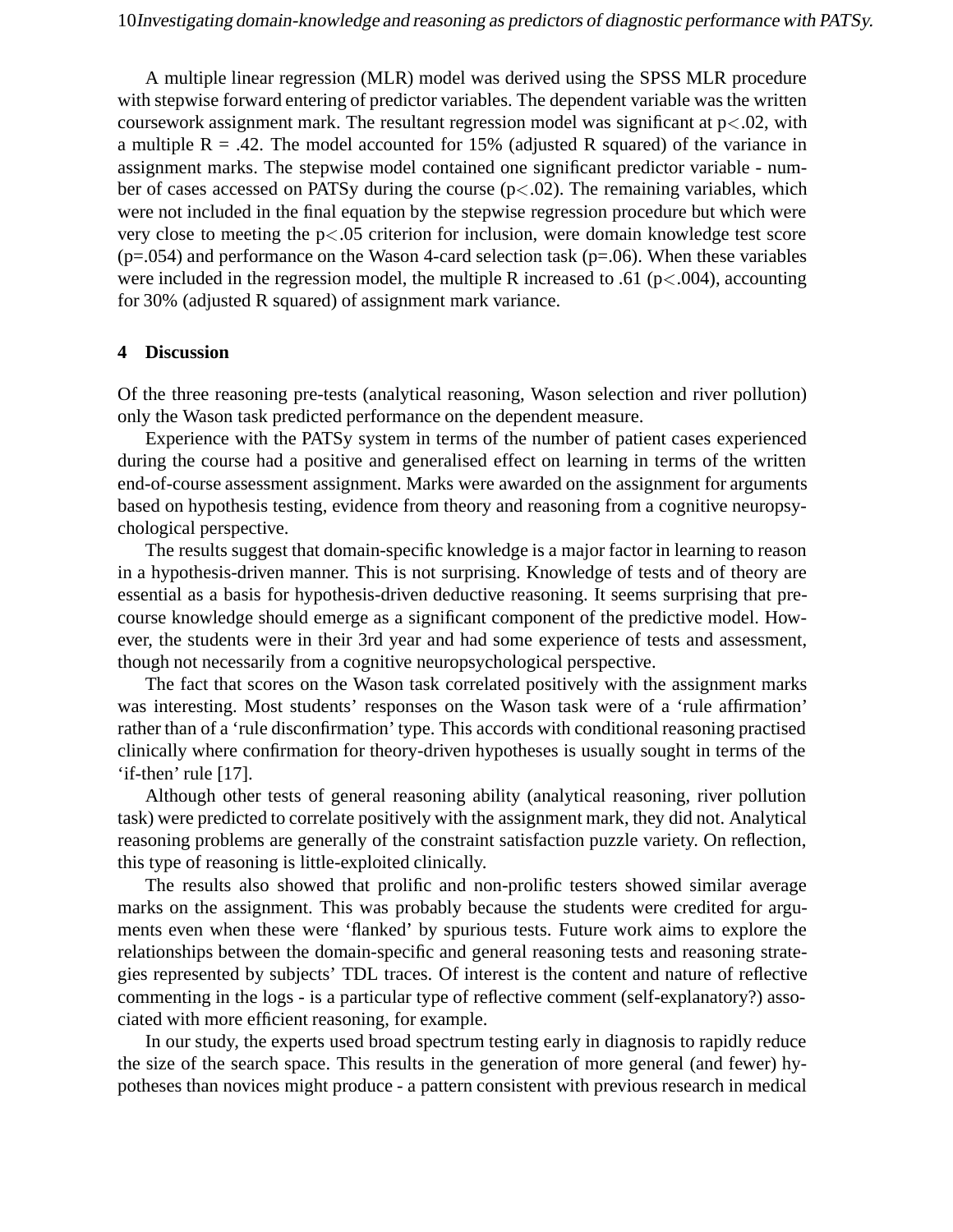A multiple linear regression (MLR) model was derived using the SPSS MLR procedure with stepwise forward entering of predictor variables. The dependent variable was the written coursework assignment mark. The resultant regression model was significant at $p<.02$, with a multiple $R = .42$. The model accounted for 15% (adjusted R squared) of the variance in assignment marks. The stepwise model contained one significant predictor variable - number of cases accessed on PATSy during the course ($p<.02$). The remaining variables, which were not included in the final equation by the stepwise regression procedure but which were very close to meeting the $p<.05$ criterion for inclusion, were domain knowledge test score ($p=.054$) and performance on the Wason 4-card selection task ($p=.06$). When these variables were included in the regression model, the multiple R increased to .61 ($p<.004$), accounting for 30% (adjusted R squared) of assignment mark variance.

## 4 Discussion

Of the three reasoning pre-tests (analytical reasoning, Wason selection and river pollution) only the Wason task predicted performance on the dependent measure.

Experience with the PATSy system in terms of the number of patient cases experienced during the course had a positive and generalised effect on learning in terms of the written end-of-course assessment assignment. Marks were awarded on the assignment for arguments based on hypothesis testing, evidence from theory and reasoning from a cognitive neuropsychological perspective.

The results suggest that domain-specific knowledge is a major factor in learning to reason in a hypothesis-driven manner. This is not surprising. Knowledge of tests and of theory are essential as a basis for hypothesis-driven deductive reasoning. It seems surprising that pre-course knowledge should emerge as a significant component of the predictive model. However, the students were in their 3rd year and had some experience of tests and assessment, though not necessarily from a cognitive neuropsychological perspective.

The fact that scores on the Wason task correlated positively with the assignment marks was interesting. Most students' responses on the Wason task were of a 'rule affirmation' rather than of a 'rule disconfirmation' type. This accords with conditional reasoning practised clinically where confirmation for theory-driven hypotheses is usually sought in terms of the 'if-then' rule [17].

Although other tests of general reasoning ability (analytical reasoning, river pollution task) were predicted to correlate positively with the assignment mark, they did not. Analytical reasoning problems are generally of the constraint satisfaction puzzle variety. On reflection, this type of reasoning is little-exploited clinically.

The results also showed that prolific and non-prolific testers showed similar average marks on the assignment. This was probably because the students were credited for arguments even when these were 'flanked' by spurious tests. Future work aims to explore the relationships between the domain-specific and general reasoning tests and reasoning strategies represented by subjects' TDL traces. Of interest is the content and nature of reflective commenting in the logs - is a particular type of reflective comment (self-explanatory?) associated with more efficient reasoning, for example.

In our study, the experts used broad spectrum testing early in diagnosis to rapidly reduce the size of the search space. This results in the generation of more general (and fewer) hypotheses than novices might produce - a pattern consistent with previous research in medical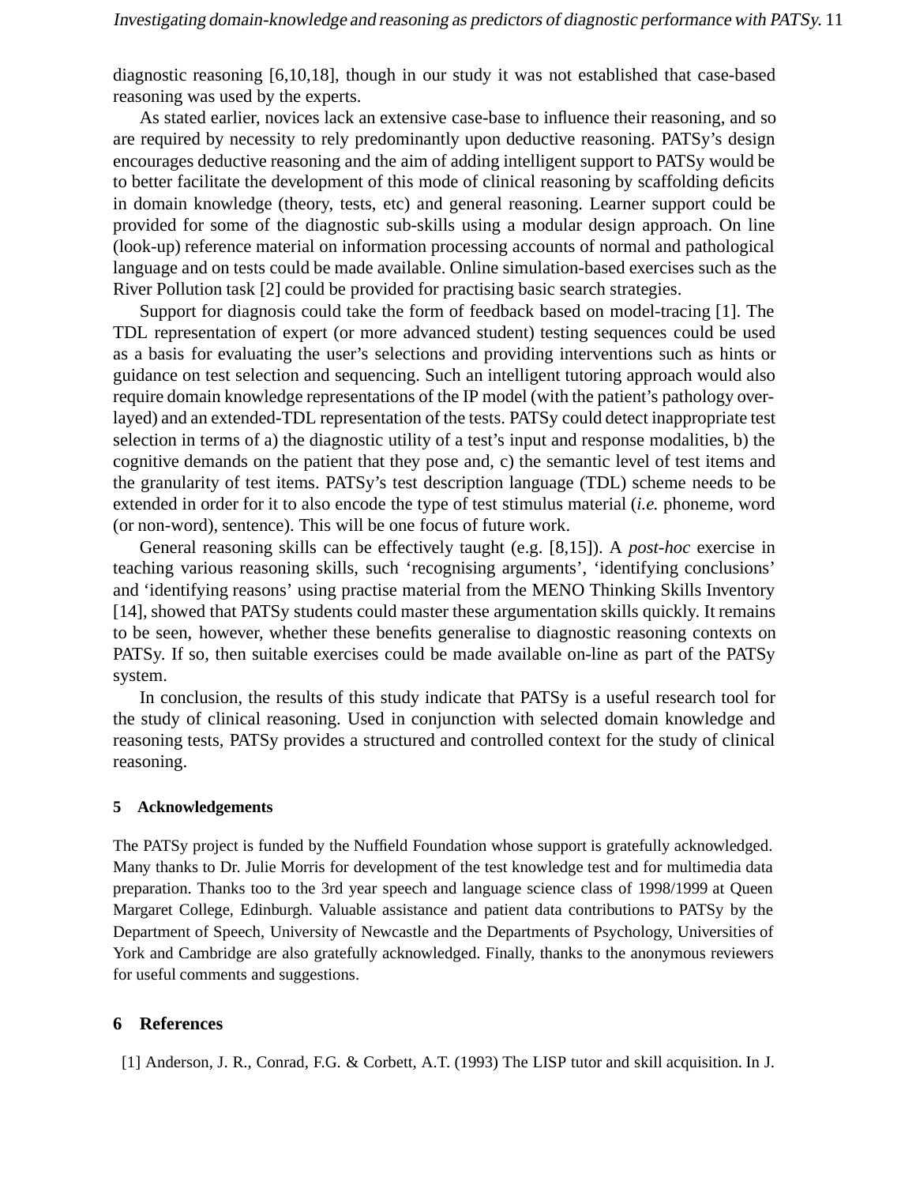diagnostic reasoning [6,10,18], though in our study it was not established that case-based reasoning was used by the experts.

As stated earlier, novices lack an extensive case-base to influence their reasoning, and so are required by necessity to rely predominantly upon deductive reasoning. PATSy's design encourages deductive reasoning and the aim of adding intelligent support to PATSy would be to better facilitate the development of this mode of clinical reasoning by scaffolding deficits in domain knowledge (theory, tests, etc) and general reasoning. Learner support could be provided for some of the diagnostic sub-skills using a modular design approach. On line (look-up) reference material on information processing accounts of normal and pathological language and on tests could be made available. Online simulation-based exercises such as the River Pollution task [2] could be provided for practising basic search strategies.

Support for diagnosis could take the form of feedback based on model-tracing [1]. The TDL representation of expert (or more advanced student) testing sequences could be used as a basis for evaluating the user's selections and providing interventions such as hints or guidance on test selection and sequencing. Such an intelligent tutoring approach would also require domain knowledge representations of the IP model (with the patient's pathology over-layed) and an extended-TDL representation of the tests. PATSy could detect inappropriate test selection in terms of a) the diagnostic utility of a test's input and response modalities, b) the cognitive demands on the patient that they pose and, c) the semantic level of test items and the granularity of test items. PATSy's test description language (TDL) scheme needs to be extended in order for it to also encode the type of test stimulus material (*i.e.* phoneme, word (or non-word), sentence). This will be one focus of future work.

General reasoning skills can be effectively taught (e.g. [8,15]). A *post-hoc* exercise in teaching various reasoning skills, such 'recognising arguments', 'identifying conclusions' and 'identifying reasons' using practise material from the MENO Thinking Skills Inventory [14], showed that PATSy students could master these argumentation skills quickly. It remains to be seen, however, whether these benefits generalise to diagnostic reasoning contexts on PATSy. If so, then suitable exercises could be made available on-line as part of the PATSy system.

In conclusion, the results of this study indicate that PATSy is a useful research tool for the study of clinical reasoning. Used in conjunction with selected domain knowledge and reasoning tests, PATSy provides a structured and controlled context for the study of clinical reasoning.

## 5 Acknowledgements

The PATSy project is funded by the Nuffield Foundation whose support is gratefully acknowledged. Many thanks to Dr. Julie Morris for development of the test knowledge test and for multimedia data preparation. Thanks too to the 3rd year speech and language science class of 1998/1999 at Queen Margaret College, Edinburgh. Valuable assistance and patient data contributions to PATSy by the Department of Speech, University of Newcastle and the Departments of Psychology, Universities of York and Cambridge are also gratefully acknowledged. Finally, thanks to the anonymous reviewers for useful comments and suggestions.

## 6 References

[1] Anderson, J. R., Conrad, F.G. & Corbett, A.T. (1993) The LISP tutor and skill acquisition. In J.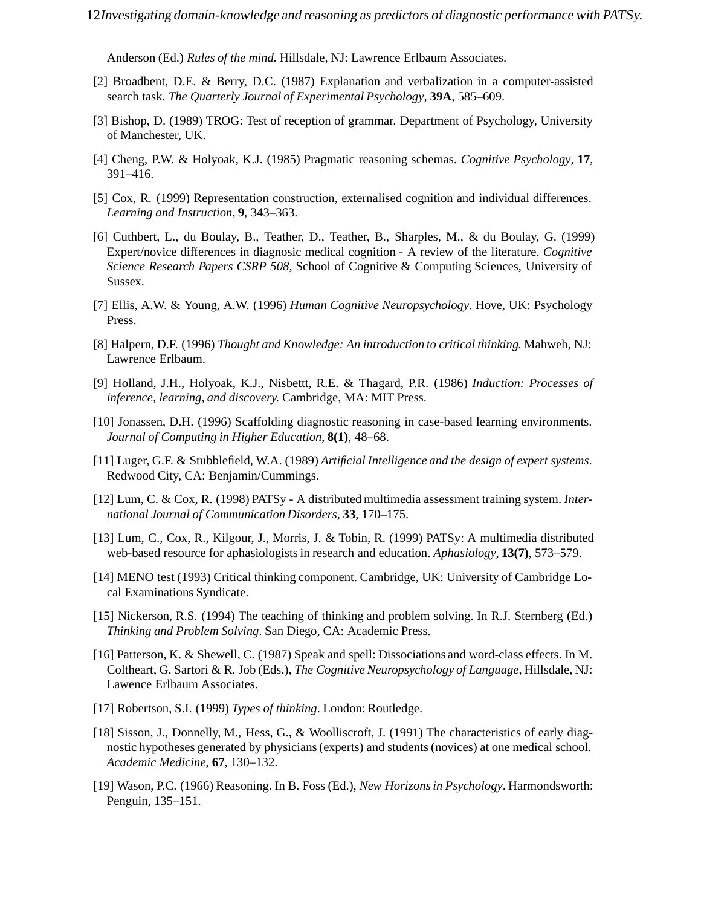Anderson (Ed.) *Rules of the mind.* Hillsdale, NJ: Lawrence Erlbaum Associates.

[2] Broadbent, D.E. & Berry, D.C. (1987) Explanation and verbalization in a computer-assisted search task. *The Quarterly Journal of Experimental Psychology*, **39A**, 585–609.

[3] Bishop, D. (1989) TROG: Test of reception of grammar. Department of Psychology, University of Manchester, UK.

[4] Cheng, P.W. & Holyoak, K.J. (1985) Pragmatic reasoning schemas. *Cognitive Psychology*, **17**, 391–416.

[5] Cox, R. (1999) Representation construction, externalised cognition and individual differences. *Learning and Instruction*, **9**, 343–363.

[6] Cuthbert, L., du Boulay, B., Teather, D., Teather, B., Sharples, M., & du Boulay, G. (1999) Expert/novice differences in diagnosic medical cognition - A review of the literature. *Cognitive Science Research Papers CSRP 508*, School of Cognitive & Computing Sciences, University of Sussex.

[7] Ellis, A.W. & Young, A.W. (1996) *Human Cognitive Neuropsychology*. Hove, UK: Psychology Press.

[8] Halpern, D.F. (1996) *Thought and Knowledge: An introduction to critical thinking.* Mahweh, NJ: Lawrence Erlbaum.

[9] Holland, J.H., Holyoak, K.J., Nisbettt, R.E. & Thagard, P.R. (1986) *Induction: Processes of inference, learning, and discovery.* Cambridge, MA: MIT Press.

[10] Jonassen, D.H. (1996) Scaffolding diagnostic reasoning in case-based learning environments. *Journal of Computing in Higher Education*, **8(1)**, 48–68.

[11] Luger, G.F. & Stubblefield, W.A. (1989) *Artificial Intelligence and the design of expert systems*. Redwood City, CA: Benjamin/Cummings.

[12] Lum, C. & Cox, R. (1998) PATSy - A distributed multimedia assessment training system. *International Journal of Communication Disorders*, **33**, 170–175.

[13] Lum, C., Cox, R., Kilgour, J., Morris, J. & Tobin, R. (1999) PATSy: A multimedia distributed web-based resource for aphasiologists in research and education. *Aphasiology*, **13(7)**, 573–579.

[14] MENO test (1993) Critical thinking component. Cambridge, UK: University of Cambridge Local Examinations Syndicate.

[15] Nickerson, R.S. (1994) The teaching of thinking and problem solving. In R.J. Sternberg (Ed.) *Thinking and Problem Solving*. San Diego, CA: Academic Press.

[16] Patterson, K. & Shewell, C. (1987) Speak and spell: Dissociations and word-class effects. In M. Coltheart, G. Sartori & R. Job (Eds.), *The Cognitive Neuropsychology of Language*, Hillsdale, NJ: Lawence Erlbaum Associates.

[17] Robertson, S.I. (1999) *Types of thinking*. London: Routledge.

[18] Sisson, J., Donnelly, M., Hess, G., & Woolliscroft, J. (1991) The characteristics of early diagnostic hypotheses generated by physicians (experts) and students (novices) at one medical school. *Academic Medicine*, **67**, 130–132.

[19] Wason, P.C. (1966) Reasoning. In B. Foss (Ed.), *New Horizons in Psychology*. Harmondsworth: Penguin, 135–151.